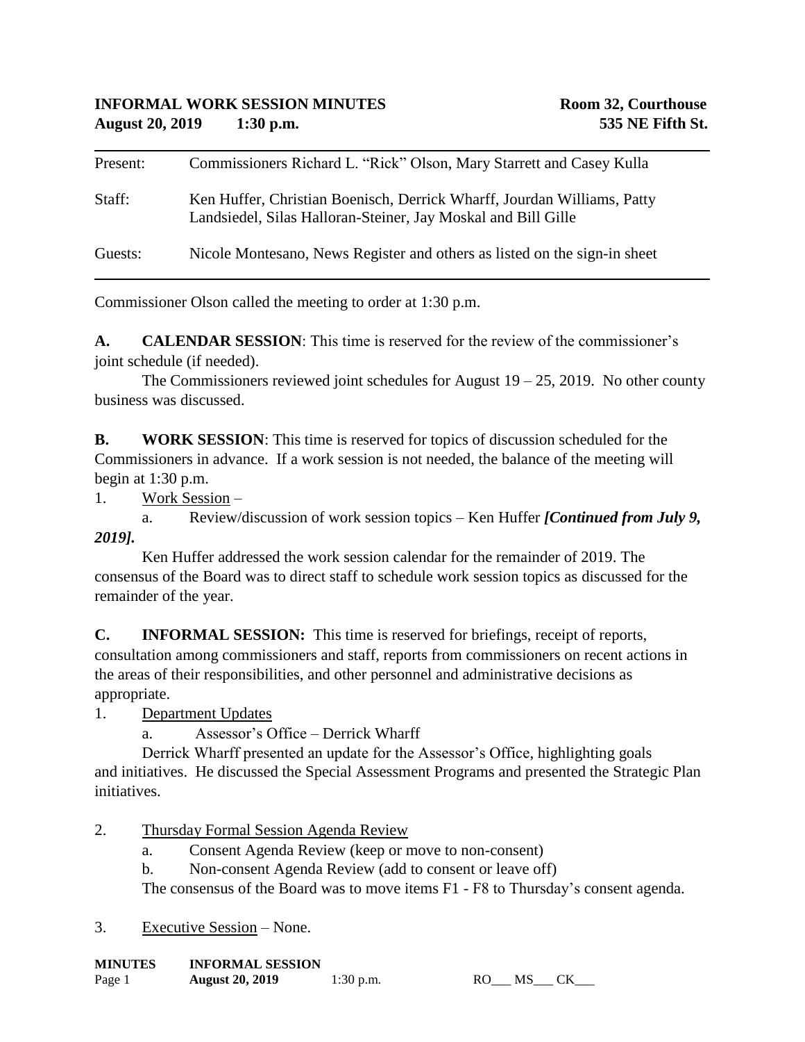**INFORMAL WORK SESSION MINUTES** **Room 32, Courthouse**
**August 20, 2019 1:30 p.m.** **535 NE Fifth St.**

---

| | |
|---|---|
| Present: | Commissioners Richard L. "Rick" Olson, Mary Starrett and Casey Kulla |
| Staff: | Ken Huffer, Christian Boenisch, Derrick Wharff, Jourdan Williams, Patty Landsiedel, Silas Halloran-Steiner, Jay Moskal and Bill Gille |
| Guests: | Nicole Montesano, News Register and others as listed on the sign-in sheet |

---

Commissioner Olson called the meeting to order at 1:30 p.m.

**A. CALENDAR SESSION**: This time is reserved for the review of the commissioner's joint schedule (if needed).

The Commissioners reviewed joint schedules for August 19 – 25, 2019. No other county business was discussed.

**B. WORK SESSION**: This time is reserved for topics of discussion scheduled for the Commissioners in advance. If a work session is not needed, the balance of the meeting will begin at 1:30 p.m.

1. Work Session –
   a. Review/discussion of work session topics – Ken Huffer ***[Continued from July 9, 2019].***

Ken Huffer addressed the work session calendar for the remainder of 2019. The consensus of the Board was to direct staff to schedule work session topics as discussed for the remainder of the year.

**C. INFORMAL SESSION:** This time is reserved for briefings, receipt of reports, consultation among commissioners and staff, reports from commissioners on recent actions in the areas of their responsibilities, and other personnel and administrative decisions as appropriate.

1. Department Updates
   a. Assessor's Office – Derrick Wharff

Derrick Wharff presented an update for the Assessor's Office, highlighting goals and initiatives. He discussed the Special Assessment Programs and presented the Strategic Plan initiatives.

2. Thursday Formal Session Agenda Review
   a. Consent Agenda Review (keep or move to non-consent)
   b. Non-consent Agenda Review (add to consent or leave off)

The consensus of the Board was to move items F1 - F8 to Thursday's consent agenda.

3. Executive Session – None.

RO___ MS___ CK___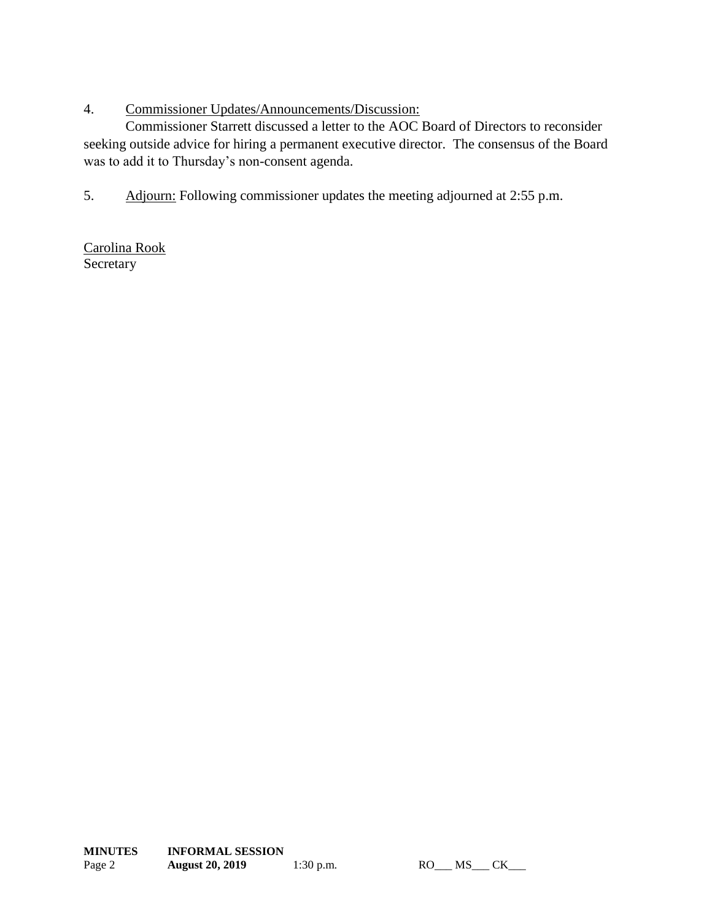4. Commissioner Updates/Announcements/Discussion:

Commissioner Starrett discussed a letter to the AOC Board of Directors to reconsider seeking outside advice for hiring a permanent executive director. The consensus of the Board was to add it to Thursday's non-consent agenda.

5. Adjourn: Following commissioner updates the meeting adjourned at 2:55 p.m.

Carolina Rook
Secretary